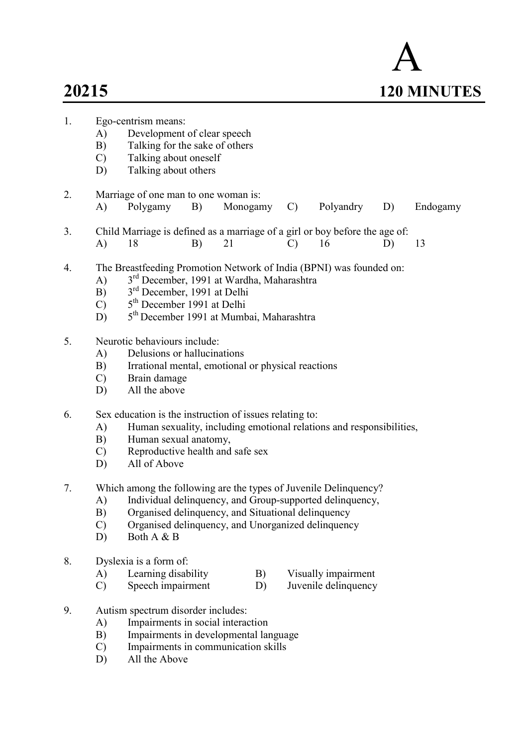# 20215

**A**

**120 MINUTES**

1. Ego-centrism means:
   - A) Development of clear speech
   - B) Talking for the sake of others
   - C) Talking about oneself
   - D) Talking about others

2. Marriage of one man to one woman is:
   - A) Polygamy
   - B) Monogamy
   - C) Polyandry
   - D) Endogamy

3. Child Marriage is defined as a marriage of a girl or boy before the age of:
   - A) 18
   - B) 21
   - C) 16
   - D) 13

4. The Breastfeeding Promotion Network of India (BPNI) was founded on:
   - A) 3rd December, 1991 at Wardha, Maharashtra
   - B) 3rd December, 1991 at Delhi
   - C) 5th December 1991 at Delhi
   - D) 5th December 1991 at Mumbai, Maharashtra

5. Neurotic behaviours include:
   - A) Delusions or hallucinations
   - B) Irrational mental, emotional or physical reactions
   - C) Brain damage
   - D) All the above

6. Sex education is the instruction of issues relating to:
   - A) Human sexuality, including emotional relations and responsibilities,
   - B) Human sexual anatomy,
   - C) Reproductive health and safe sex
   - D) All of Above

7. Which among the following are the types of Juvenile Delinquency?
   - A) Individual delinquency, and Group-supported delinquency,
   - B) Organised delinquency, and Situational delinquency
   - C) Organised delinquency, and Unorganized delinquency
   - D) Both A & B

8. Dyslexia is a form of:
   - A) Learning disability
   - B) Visually impairment
   - C) Speech impairment
   - D) Juvenile delinquency

9. Autism spectrum disorder includes:
   - A) Impairments in social interaction
   - B) Impairments in developmental language
   - C) Impairments in communication skills
   - D) All the Above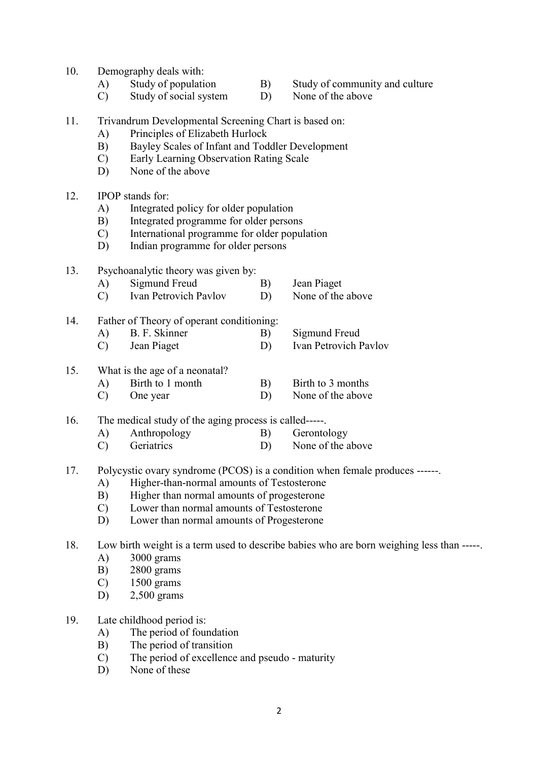10. Demography deals with:
    A) Study of population
    B) Study of community and culture
    C) Study of social system
    D) None of the above

11. Trivandrum Developmental Screening Chart is based on:
    A) Principles of Elizabeth Hurlock
    B) Bayley Scales of Infant and Toddler Development
    C) Early Learning Observation Rating Scale
    D) None of the above

12. IPOP stands for:
    A) Integrated policy for older population
    B) Integrated programme for older persons
    C) International programme for older population
    D) Indian programme for older persons

13. Psychoanalytic theory was given by:
    A) Sigmund Freud
    B) Jean Piaget
    C) Ivan Petrovich Pavlov
    D) None of the above

14. Father of Theory of operant conditioning:
    A) B. F. Skinner
    B) Sigmund Freud
    C) Jean Piaget
    D) Ivan Petrovich Pavlov

15. What is the age of a neonatal?
    A) Birth to 1 month
    B) Birth to 3 months
    C) One year
    D) None of the above

16. The medical study of the aging process is called-----.
    A) Anthropology
    B) Gerontology
    C) Geriatrics
    D) None of the above

17. Polycystic ovary syndrome (PCOS) is a condition when female produces ------.
    A) Higher-than-normal amounts of Testosterone
    B) Higher than normal amounts of progesterone
    C) Lower than normal amounts of Testosterone
    D) Lower than normal amounts of Progesterone

18. Low birth weight is a term used to describe babies who are born weighing less than -----.
    A) 3000 grams
    B) 2800 grams
    C) 1500 grams
    D) 2,500 grams

19. Late childhood period is:
    A) The period of foundation
    B) The period of transition
    C) The period of excellence and pseudo - maturity
    D) None of these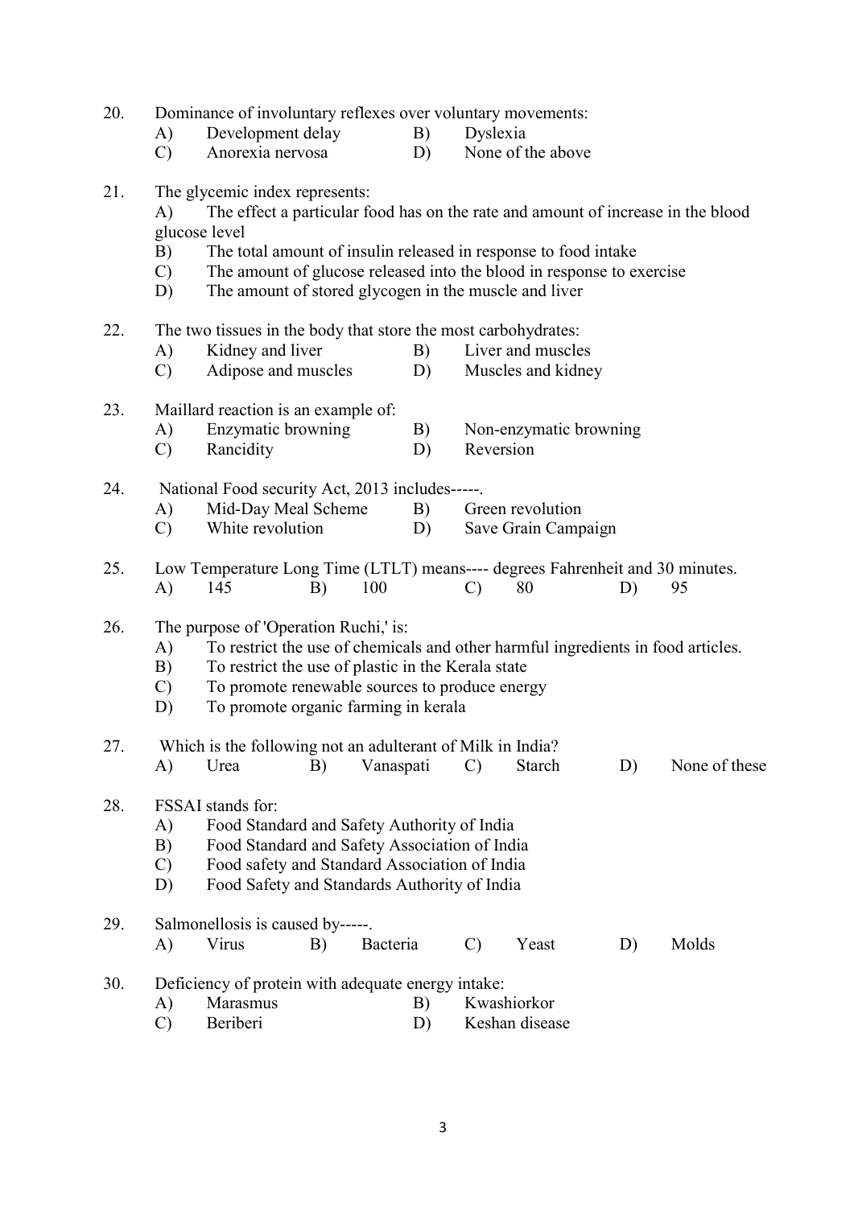20. Dominance of involuntary reflexes over voluntary movements:
    - A) Development delay
    - B) Dyslexia
    - C) Anorexia nervosa
    - D) None of the above

21. The glycemic index represents:
    - A) The effect a particular food has on the rate and amount of increase in the blood glucose level
    - B) The total amount of insulin released in response to food intake
    - C) The amount of glucose released into the blood in response to exercise
    - D) The amount of stored glycogen in the muscle and liver

22. The two tissues in the body that store the most carbohydrates:
    - A) Kidney and liver
    - B) Liver and muscles
    - C) Adipose and muscles
    - D) Muscles and kidney

23. Maillard reaction is an example of:
    - A) Enzymatic browning
    - B) Non-enzymatic browning
    - C) Rancidity
    - D) Reversion

24. National Food security Act, 2013 includes-----.
    - A) Mid-Day Meal Scheme
    - B) Green revolution
    - C) White revolution
    - D) Save Grain Campaign

25. Low Temperature Long Time (LTLT) means---- degrees Fahrenheit and 30 minutes.
    - A) 145
    - B) 100
    - C) 80
    - D) 95

26. The purpose of 'Operation Ruchi,' is:
    - A) To restrict the use of chemicals and other harmful ingredients in food articles.
    - B) To restrict the use of plastic in the Kerala state
    - C) To promote renewable sources to produce energy
    - D) To promote organic farming in kerala

27. Which is the following not an adulterant of Milk in India?
    - A) Urea
    - B) Vanaspati
    - C) Starch
    - D) None of these

28. FSSAI stands for:
    - A) Food Standard and Safety Authority of India
    - B) Food Standard and Safety Association of India
    - C) Food safety and Standard Association of India
    - D) Food Safety and Standards Authority of India

29. Salmonellosis is caused by-----.
    - A) Virus
    - B) Bacteria
    - C) Yeast
    - D) Molds

30. Deficiency of protein with adequate energy intake:
    - A) Marasmus
    - B) Kwashiorkor
    - C) Beriberi
    - D) Keshan disease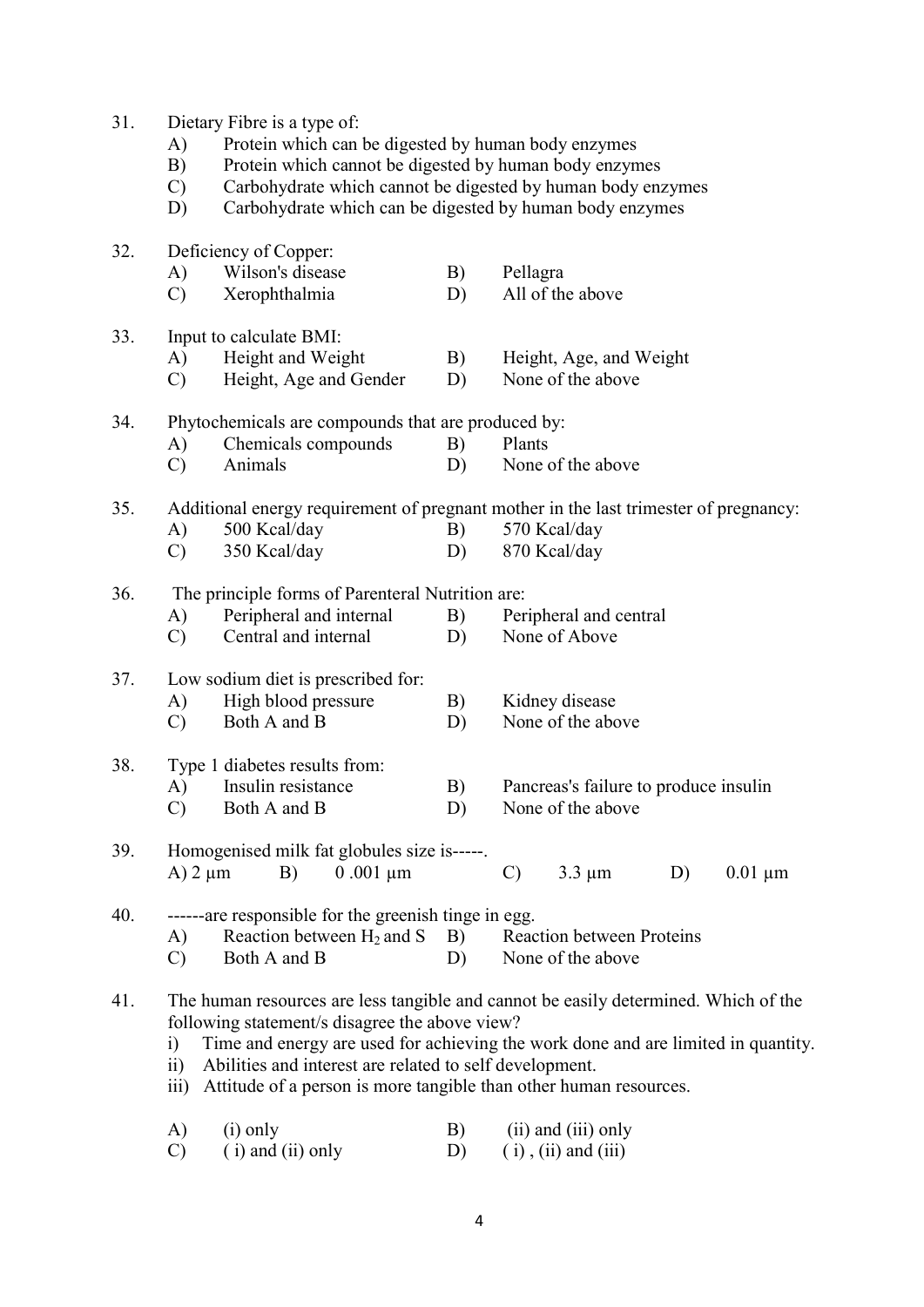31. Dietary Fibre is a type of:
    A) Protein which can be digested by human body enzymes
    B) Protein which cannot be digested by human body enzymes
    C) Carbohydrate which cannot be digested by human body enzymes
    D) Carbohydrate which can be digested by human body enzymes

32. Deficiency of Copper:
    A) Wilson's disease
    B) Pellagra
    C) Xerophthalmia
    D) All of the above

33. Input to calculate BMI:
    A) Height and Weight
    B) Height, Age, and Weight
    C) Height, Age and Gender
    D) None of the above

34. Phytochemicals are compounds that are produced by:
    A) Chemicals compounds
    B) Plants
    C) Animals
    D) None of the above

35. Additional energy requirement of pregnant mother in the last trimester of pregnancy:
    A) 500 Kcal/day
    B) 570 Kcal/day
    C) 350 Kcal/day
    D) 870 Kcal/day

36. The principle forms of Parenteral Nutrition are:
    A) Peripheral and internal
    B) Peripheral and central
    C) Central and internal
    D) None of Above

37. Low sodium diet is prescribed for:
    A) High blood pressure
    B) Kidney disease
    C) Both A and B
    D) None of the above

38. Type 1 diabetes results from:
    A) Insulin resistance
    B) Pancreas's failure to produce insulin
    C) Both A and B
    D) None of the above

39. Homogenised milk fat globules size is-----.
    A) 2 µm
    B) 0 .001 µm
    C) 3.3 µm
    D) 0.01 µm

40. ------are responsible for the greenish tinge in egg.
    A) Reaction between $H_2$ and S
    B) Reaction between Proteins
    C) Both A and B
    D) None of the above

41. The human resources are less tangible and cannot be easily determined. Which of the following statement/s disagree the above view?
    i) Time and energy are used for achieving the work done and are limited in quantity.
    ii) Abilities and interest are related to self development.
    iii) Attitude of a person is more tangible than other human resources.

    A) (i) only
    B) (ii) and (iii) only
    C) ( i) and (ii) only
    D) ( i) , (ii) and (iii)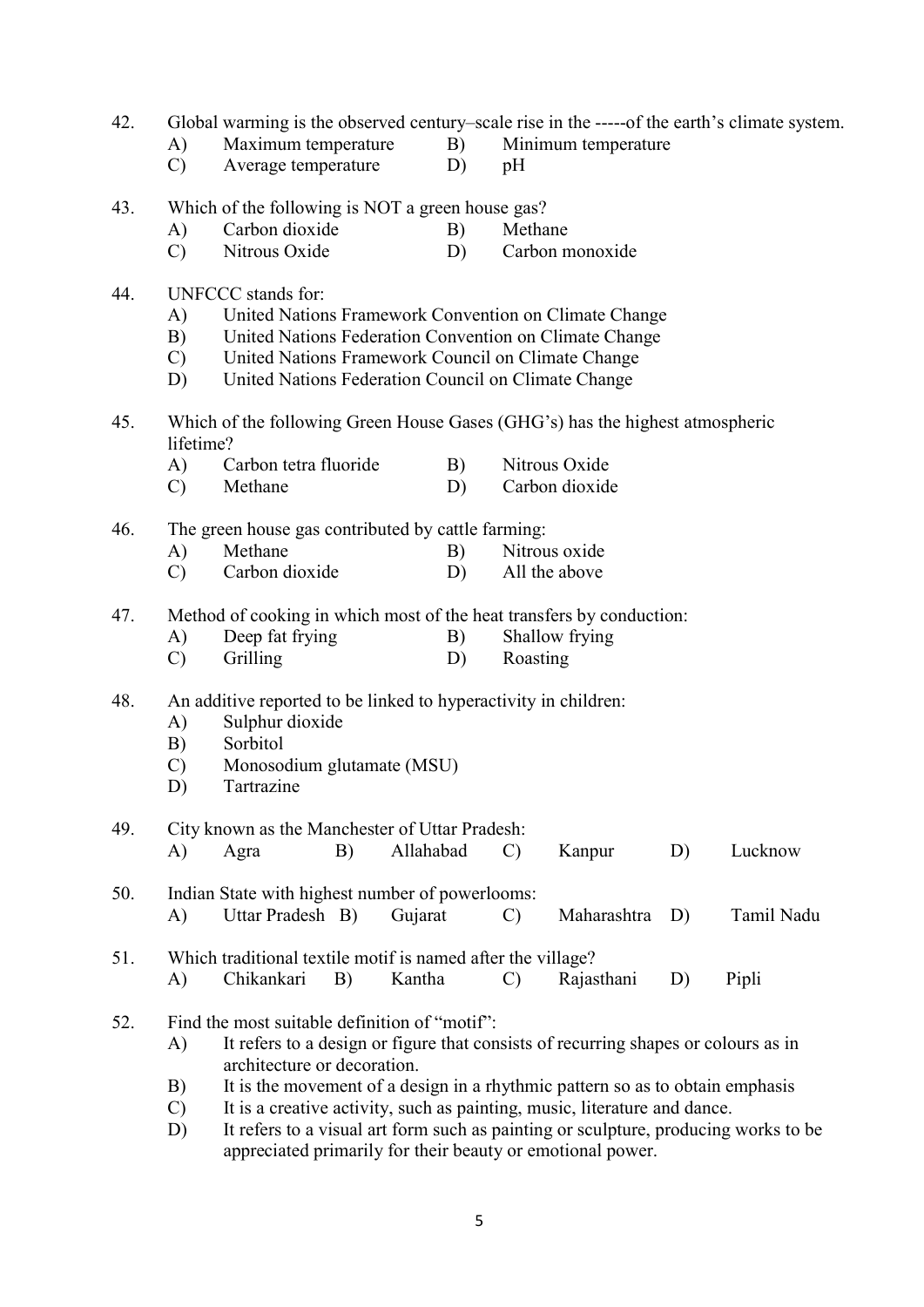42. Global warming is the observed century–scale rise in the -----of the earth's climate system.
    A) Maximum temperature B) Minimum temperature
    C) Average temperature D) pH

43. Which of the following is NOT a green house gas?
    A) Carbon dioxide B) Methane
    C) Nitrous Oxide D) Carbon monoxide

44. UNFCCC stands for:
    A) United Nations Framework Convention on Climate Change
    B) United Nations Federation Convention on Climate Change
    C) United Nations Framework Council on Climate Change
    D) United Nations Federation Council on Climate Change

45. Which of the following Green House Gases (GHG's) has the highest atmospheric lifetime?
    A) Carbon tetra fluoride B) Nitrous Oxide
    C) Methane D) Carbon dioxide

46. The green house gas contributed by cattle farming:
    A) Methane B) Nitrous oxide
    C) Carbon dioxide D) All the above

47. Method of cooking in which most of the heat transfers by conduction:
    A) Deep fat frying B) Shallow frying
    C) Grilling D) Roasting

48. An additive reported to be linked to hyperactivity in children:
    A) Sulphur dioxide
    B) Sorbitol
    C) Monosodium glutamate (MSU)
    D) Tartrazine

49. City known as the Manchester of Uttar Pradesh:
    A) Agra B) Allahabad C) Kanpur D) Lucknow

50. Indian State with highest number of powerlooms:
    A) Uttar Pradesh B) Gujarat C) Maharashtra D) Tamil Nadu

51. Which traditional textile motif is named after the village?
    A) Chikankari B) Kantha C) Rajasthani D) Pipli

52. Find the most suitable definition of "motif":
    A) It refers to a design or figure that consists of recurring shapes or colours as in architecture or decoration.
    B) It is the movement of a design in a rhythmic pattern so as to obtain emphasis
    C) It is a creative activity, such as painting, music, literature and dance.
    D) It refers to a visual art form such as painting or sculpture, producing works to be appreciated primarily for their beauty or emotional power.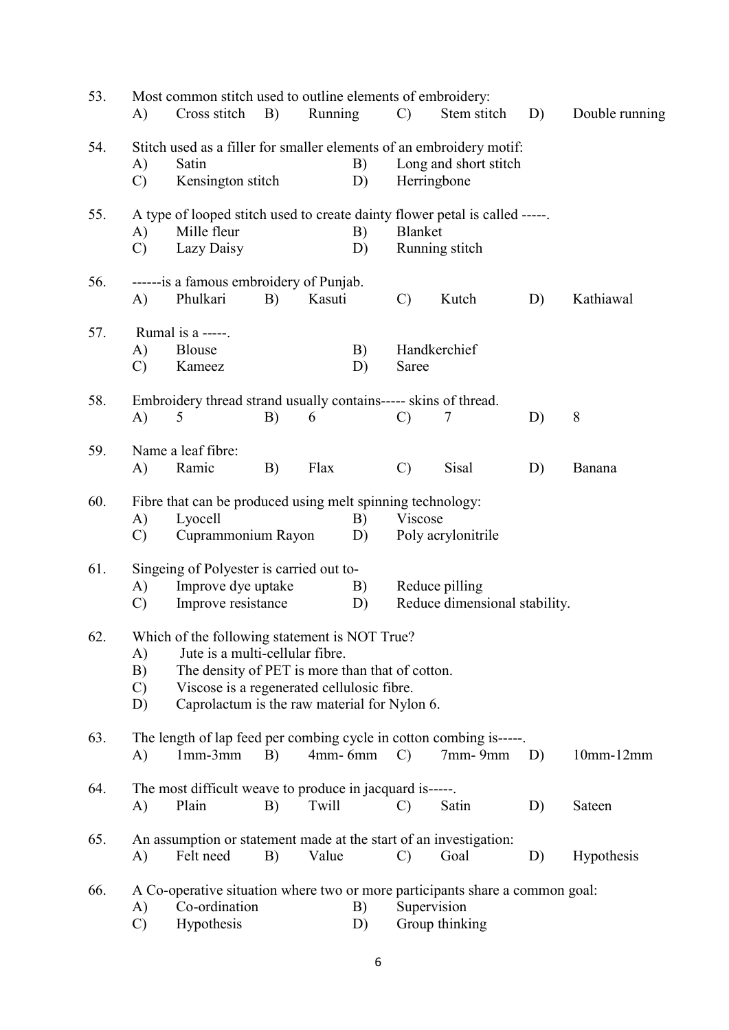53. Most common stitch used to outline elements of embroidery:
    A) Cross stitch B) Running C) Stem stitch D) Double running

54. Stitch used as a filler for smaller elements of an embroidery motif:
    A) Satin B) Long and short stitch
    C) Kensington stitch D) Herringbone

55. A type of looped stitch used to create dainty flower petal is called -----.
    A) Mille fleur B) Blanket
    C) Lazy Daisy D) Running stitch

56. ------is a famous embroidery of Punjab.
    A) Phulkari B) Kasuti C) Kutch D) Kathiawal

57. Rumal is a -----.
    A) Blouse B) Handkerchief
    C) Kameez D) Saree

58. Embroidery thread strand usually contains----- skins of thread.
    A) 5 B) 6 C) 7 D) 8

59. Name a leaf fibre:
    A) Ramic B) Flax C) Sisal D) Banana

60. Fibre that can be produced using melt spinning technology:
    A) Lyocell B) Viscose
    C) Cuprammonium Rayon D) Poly acrylonitrile

61. Singeing of Polyester is carried out to-
    A) Improve dye uptake B) Reduce pilling
    C) Improve resistance D) Reduce dimensional stability.

62. Which of the following statement is NOT True?
    A) Jute is a multi-cellular fibre.
    B) The density of PET is more than that of cotton.
    C) Viscose is a regenerated cellulosic fibre.
    D) Caprolactum is the raw material for Nylon 6.

63. The length of lap feed per combing cycle in cotton combing is-----.
    A) 1mm-3mm B) 4mm- 6mm C) 7mm- 9mm D) 10mm-12mm

64. The most difficult weave to produce in jacquard is-----.
    A) Plain B) Twill C) Satin D) Sateen

65. An assumption or statement made at the start of an investigation:
    A) Felt need B) Value C) Goal D) Hypothesis

66. A Co-operative situation where two or more participants share a common goal:
    A) Co-ordination B) Supervision
    C) Hypothesis D) Group thinking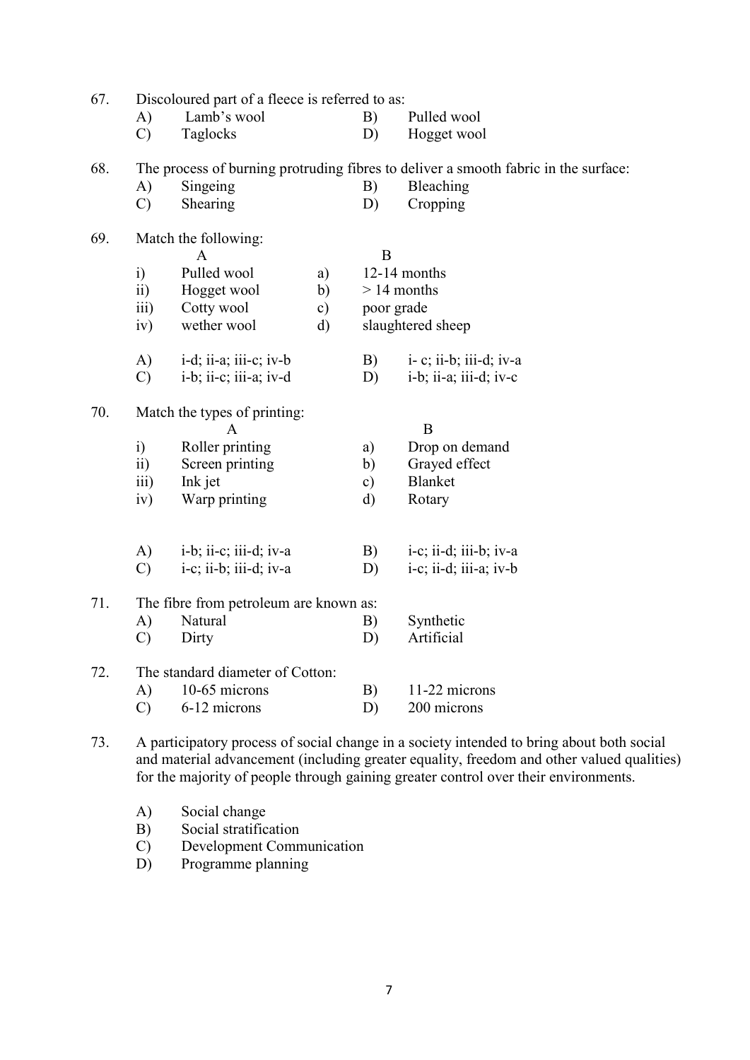67. Discoloured part of a fleece is referred to as:

A) Lamb's wool B) Pulled wool
C) Taglocks D) Hogget wool

68. The process of burning protruding fibres to deliver a smooth fabric in the surface:

A) Singeing B) Bleaching
C) Shearing D) Cropping

69. Match the following:

| | A | | B |
|---|---|---|---|
| i) | Pulled wool | a) | 12-14 months |
| ii) | Hogget wool | b) | > 14 months |
| iii) | Cotty wool | c) | poor grade |
| iv) | wether wool | d) | slaughtered sheep |

A) i-d; ii-a; iii-c; iv-b B) i- c; ii-b; iii-d; iv-a
C) i-b; ii-c; iii-a; iv-d D) i-b; ii-a; iii-d; iv-c

70. Match the types of printing:

| | A | | B |
|---|---|---|---|
| i) | Roller printing | a) | Drop on demand |
| ii) | Screen printing | b) | Grayed effect |
| iii) | Ink jet | c) | Blanket |
| iv) | Warp printing | d) | Rotary |

A) i-b; ii-c; iii-d; iv-a B) i-c; ii-d; iii-b; iv-a
C) i-c; ii-b; iii-d; iv-a D) i-c; ii-d; iii-a; iv-b

71. The fibre from petroleum are known as:

A) Natural B) Synthetic
C) Dirty D) Artificial

72. The standard diameter of Cotton:

A) 10-65 microns B) 11-22 microns
C) 6-12 microns D) 200 microns

73. A participatory process of social change in a society intended to bring about both social and material advancement (including greater equality, freedom and other valued qualities) for the majority of people through gaining greater control over their environments.

A) Social change
B) Social stratification
C) Development Communication
D) Programme planning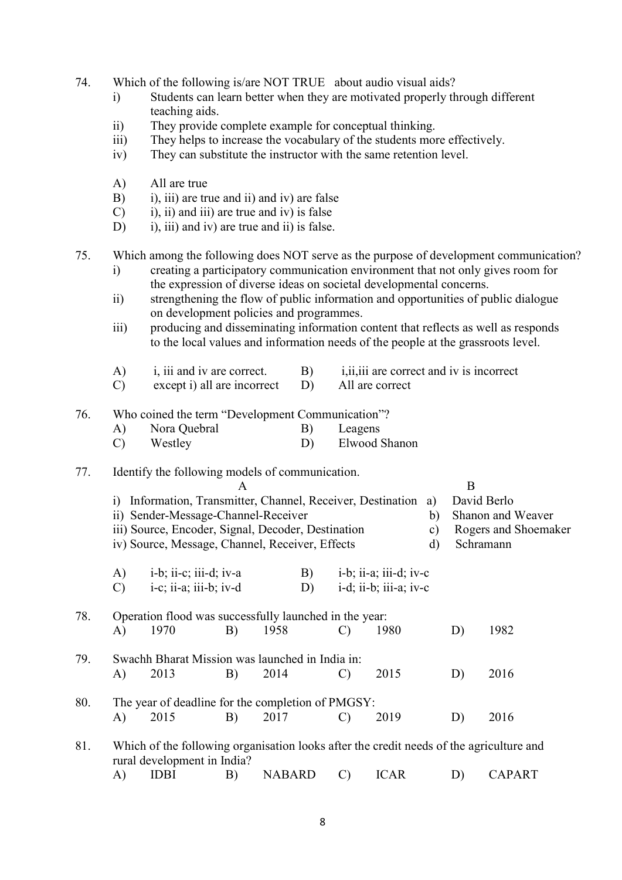74. Which of the following is/are NOT TRUE about audio visual aids?

   i) Students can learn better when they are motivated properly through different teaching aids.
   ii) They provide complete example for conceptual thinking.
   iii) They helps to increase the vocabulary of the students more effectively.
   iv) They can substitute the instructor with the same retention level.

   A) All are true
   B) i), iii) are true and ii) and iv) are false
   C) i), ii) and iii) are true and iv) is false
   D) i), iii) and iv) are true and ii) is false.

75. Which among the following does NOT serve as the purpose of development communication?

   i) creating a participatory communication environment that not only gives room for the expression of diverse ideas on societal developmental concerns.
   ii) strengthening the flow of public information and opportunities of public dialogue on development policies and programmes.
   iii) producing and disseminating information content that reflects as well as responds to the local values and information needs of the people at the grassroots level.

   A) i, iii and iv are correct.
   B) i,ii,iii are correct and iv is incorrect
   C) except i) all are incorrect
   D) All are correct

76. Who coined the term "Development Communication"?

   A) Nora Quebral
   B) Leagens
   C) Westley
   D) Elwood Shanon

77. Identify the following models of communication.

| A | | B |
|---|---|---|
| i) Information, Transmitter, Channel, Receiver, Destination | a) | David Berlo |
| ii) Sender-Message-Channel-Receiver | b) | Shanon and Weaver |
| iii) Source, Encoder, Signal, Decoder, Destination | c) | Rogers and Shoemaker |
| iv) Source, Message, Channel, Receiver, Effects | d) | Schramann |

   A) i-b; ii-c; iii-d; iv-a
   B) i-b; ii-a; iii-d; iv-c
   C) i-c; ii-a; iii-b; iv-d
   D) i-d; ii-b; iii-a; iv-c

78. Operation flood was successfully launched in the year:

   A) 1970
   B) 1958
   C) 1980
   D) 1982

79. Swachh Bharat Mission was launched in India in:

   A) 2013
   B) 2014
   C) 2015
   D) 2016

80. The year of deadline for the completion of PMGSY:

   A) 2015
   B) 2017
   C) 2019
   D) 2016

81. Which of the following organisation looks after the credit needs of the agriculture and rural development in India?

   A) IDBI
   B) NABARD
   C) ICAR
   D) CAPART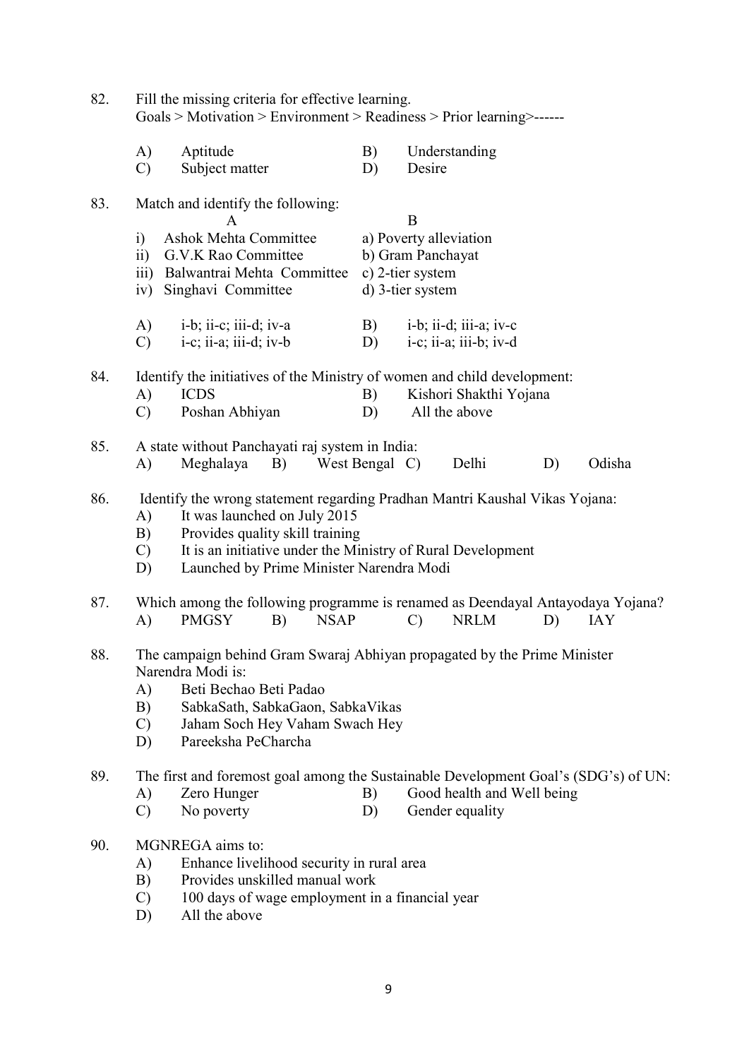82. Fill the missing criteria for effective learning.
Goals > Motivation > Environment > Readiness > Prior learning>------

A) Aptitude B) Understanding
C) Subject matter D) Desire

83. Match and identify the following:

| | A | B |
|---|---|---|
| i) | Ashok Mehta Committee | a) Poverty alleviation |
| ii) | G.V.K Rao Committee | b) Gram Panchayat |
| iii) | Balwantrai Mehta Committee | c) 2-tier system |
| iv) | Singhavi Committee | d) 3-tier system |

A) i-b; ii-c; iii-d; iv-a B) i-b; ii-d; iii-a; iv-c
C) i-c; ii-a; iii-d; iv-b D) i-c; ii-a; iii-b; iv-d

84. Identify the initiatives of the Ministry of women and child development:
A) ICDS B) Kishori Shakthi Yojana
C) Poshan Abhiyan D) All the above

85. A state without Panchayati raj system in India:
A) Meghalaya B) West Bengal C) Delhi D) Odisha

86. Identify the wrong statement regarding Pradhan Mantri Kaushal Vikas Yojana:
A) It was launched on July 2015
B) Provides quality skill training
C) It is an initiative under the Ministry of Rural Development
D) Launched by Prime Minister Narendra Modi

87. Which among the following programme is renamed as Deendayal Antayodaya Yojana?
A) PMGSY B) NSAP C) NRLM D) IAY

88. The campaign behind Gram Swaraj Abhiyan propagated by the Prime Minister Narendra Modi is:
A) Beti Bechao Beti Padao
B) SabkaSath, SabkaGaon, SabkaVikas
C) Jaham Soch Hey Vaham Swach Hey
D) Pareeksha PeCharcha

89. The first and foremost goal among the Sustainable Development Goal's (SDG's) of UN:
A) Zero Hunger B) Good health and Well being
C) No poverty D) Gender equality

90. MGNREGA aims to:
A) Enhance livelihood security in rural area
B) Provides unskilled manual work
C) 100 days of wage employment in a financial year
D) All the above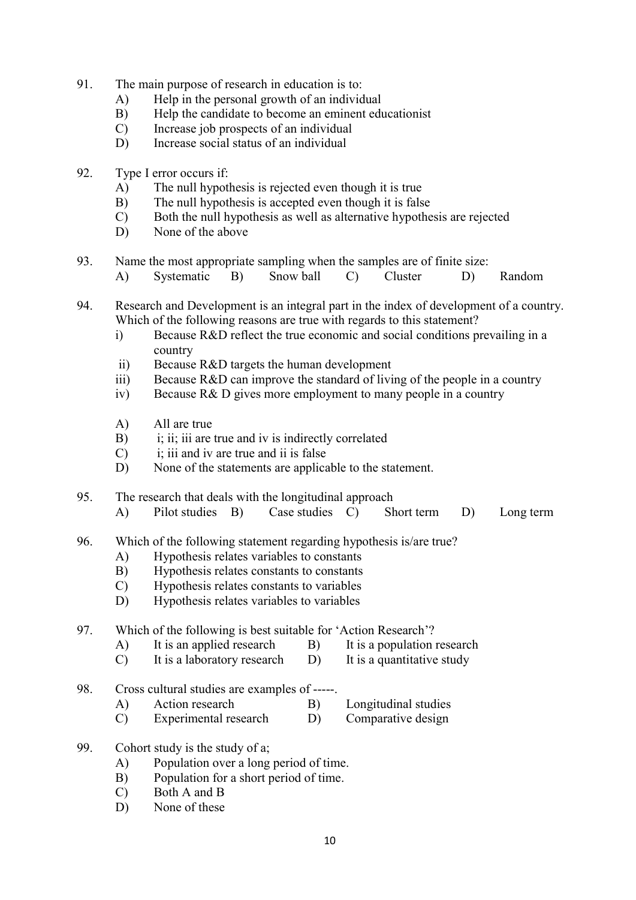91. The main purpose of research in education is to:
    A) Help in the personal growth of an individual
    B) Help the candidate to become an eminent educationist
    C) Increase job prospects of an individual
    D) Increase social status of an individual

92. Type I error occurs if:
    A) The null hypothesis is rejected even though it is true
    B) The null hypothesis is accepted even though it is false
    C) Both the null hypothesis as well as alternative hypothesis are rejected
    D) None of the above

93. Name the most appropriate sampling when the samples are of finite size:
    A) Systematic  B) Snow ball  C) Cluster  D) Random

94. Research and Development is an integral part in the index of development of a country. Which of the following reasons are true with regards to this statement?
    i) Because R&D reflect the true economic and social conditions prevailing in a country
    ii) Because R&D targets the human development
    iii) Because R&D can improve the standard of living of the people in a country
    iv) Because R& D gives more employment to many people in a country

    A) All are true
    B) i; ii; iii are true and iv is indirectly correlated
    C) i; iii and iv are true and ii is false
    D) None of the statements are applicable to the statement.

95. The research that deals with the longitudinal approach
    A) Pilot studies  B) Case studies  C) Short term  D) Long term

96. Which of the following statement regarding hypothesis is/are true?
    A) Hypothesis relates variables to constants
    B) Hypothesis relates constants to constants
    C) Hypothesis relates constants to variables
    D) Hypothesis relates variables to variables

97. Which of the following is best suitable for 'Action Research'?
    A) It is an applied research  B) It is a population research
    C) It is a laboratory research  D) It is a quantitative study

98. Cross cultural studies are examples of -----.
    A) Action research  B) Longitudinal studies
    C) Experimental research  D) Comparative design

99. Cohort study is the study of a;
    A) Population over a long period of time.
    B) Population for a short period of time.
    C) Both A and B
    D) None of these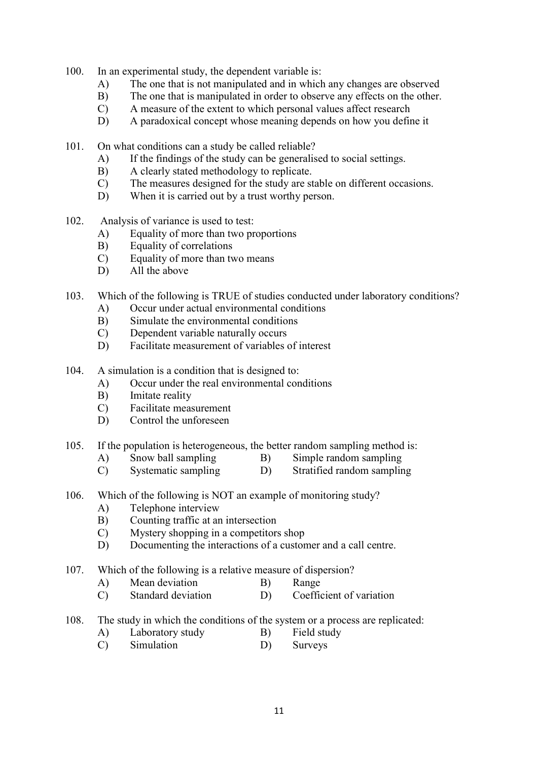100. In an experimental study, the dependent variable is:
   A) The one that is not manipulated and in which any changes are observed
   B) The one that is manipulated in order to observe any effects on the other.
   C) A measure of the extent to which personal values affect research
   D) A paradoxical concept whose meaning depends on how you define it

101. On what conditions can a study be called reliable?
   A) If the findings of the study can be generalised to social settings.
   B) A clearly stated methodology to replicate.
   C) The measures designed for the study are stable on different occasions.
   D) When it is carried out by a trust worthy person.

102. Analysis of variance is used to test:
   A) Equality of more than two proportions
   B) Equality of correlations
   C) Equality of more than two means
   D) All the above

103. Which of the following is TRUE of studies conducted under laboratory conditions?
   A) Occur under actual environmental conditions
   B) Simulate the environmental conditions
   C) Dependent variable naturally occurs
   D) Facilitate measurement of variables of interest

104. A simulation is a condition that is designed to:
   A) Occur under the real environmental conditions
   B) Imitate reality
   C) Facilitate measurement
   D) Control the unforeseen

105. If the population is heterogeneous, the better random sampling method is:
   A) Snow ball sampling
   B) Simple random sampling
   C) Systematic sampling
   D) Stratified random sampling

106. Which of the following is NOT an example of monitoring study?
   A) Telephone interview
   B) Counting traffic at an intersection
   C) Mystery shopping in a competitors shop
   D) Documenting the interactions of a customer and a call centre.

107. Which of the following is a relative measure of dispersion?
   A) Mean deviation
   B) Range
   C) Standard deviation
   D) Coefficient of variation

108. The study in which the conditions of the system or a process are replicated:
   A) Laboratory study
   B) Field study
   C) Simulation
   D) Surveys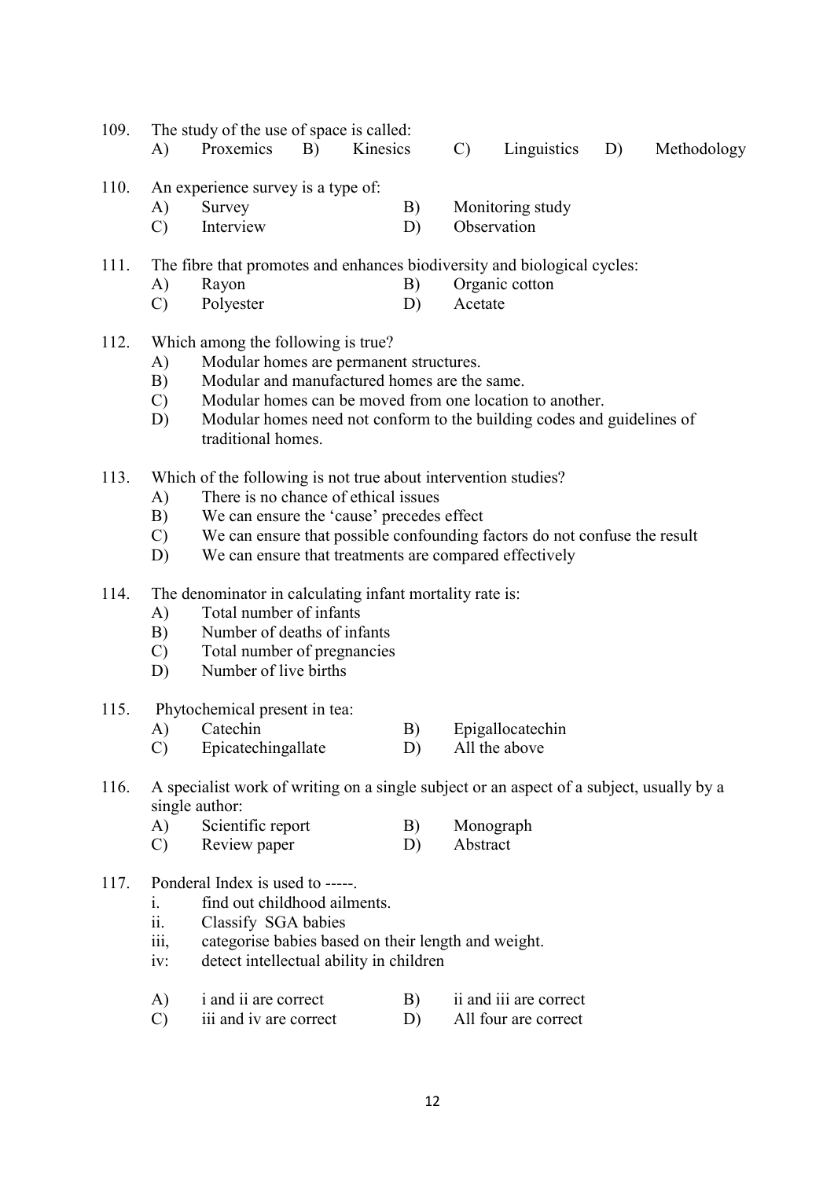109. The study of the use of space is called:

A) Proxemics B) Kinesics C) Linguistics D) Methodology

110. An experience survey is a type of:

A) Survey B) Monitoring study

C) Interview D) Observation

111. The fibre that promotes and enhances biodiversity and biological cycles:

A) Rayon B) Organic cotton

C) Polyester D) Acetate

112. Which among the following is true?

A) Modular homes are permanent structures.

B) Modular and manufactured homes are the same.

C) Modular homes can be moved from one location to another.

D) Modular homes need not conform to the building codes and guidelines of traditional homes.

113. Which of the following is not true about intervention studies?

A) There is no chance of ethical issues

B) We can ensure the 'cause' precedes effect

C) We can ensure that possible confounding factors do not confuse the result

D) We can ensure that treatments are compared effectively

114. The denominator in calculating infant mortality rate is:

A) Total number of infants

B) Number of deaths of infants

C) Total number of pregnancies

D) Number of live births

115. Phytochemical present in tea:

A) Catechin B) Epigallocatechin

C) Epicatechingallate D) All the above

116. A specialist work of writing on a single subject or an aspect of a subject, usually by a single author:

A) Scientific report B) Monograph

C) Review paper D) Abstract

117. Ponderal Index is used to -----.

i. find out childhood ailments.

ii. Classify SGA babies

iii, categorise babies based on their length and weight.

iv: detect intellectual ability in children

A) i and ii are correct B) ii and iii are correct

C) iii and iv are correct D) All four are correct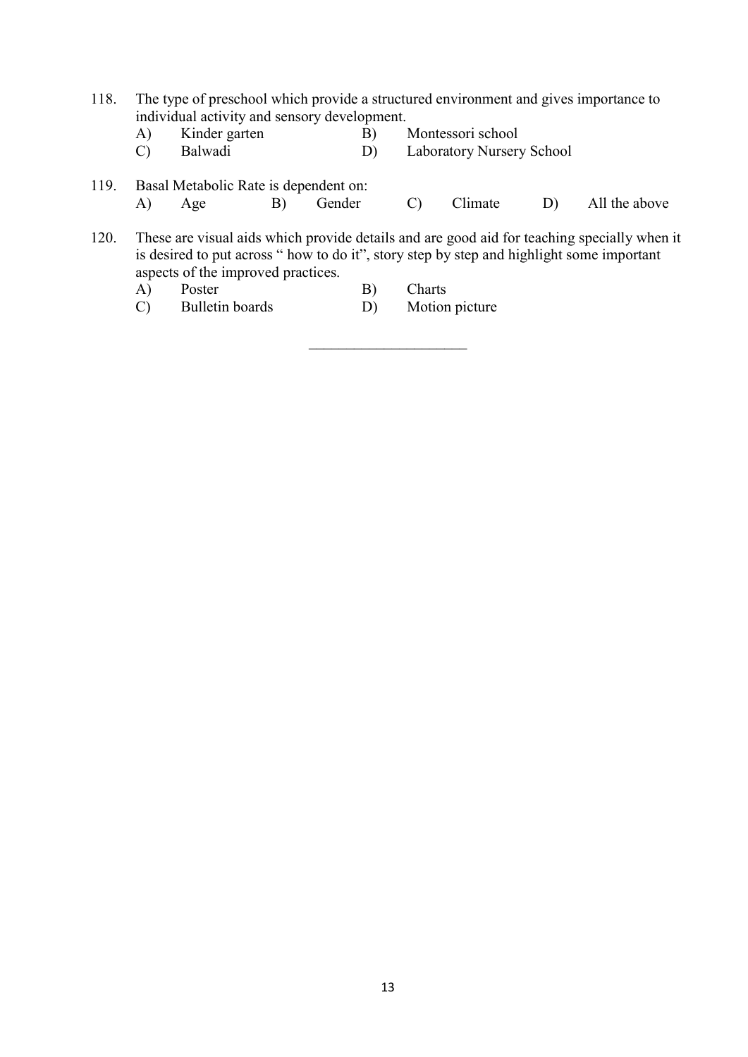118. The type of preschool which provide a structured environment and gives importance to individual activity and sensory development.

A) Kinder garten B) Montessori school

C) Balwadi D) Laboratory Nursery School

119. Basal Metabolic Rate is dependent on:

A) Age B) Gender C) Climate D) All the above

120. These are visual aids which provide details and are good aid for teaching specially when it is desired to put across " how to do it", story step by step and highlight some important aspects of the improved practices.

A) Poster B) Charts

C) Bulletin boards D) Motion picture

---